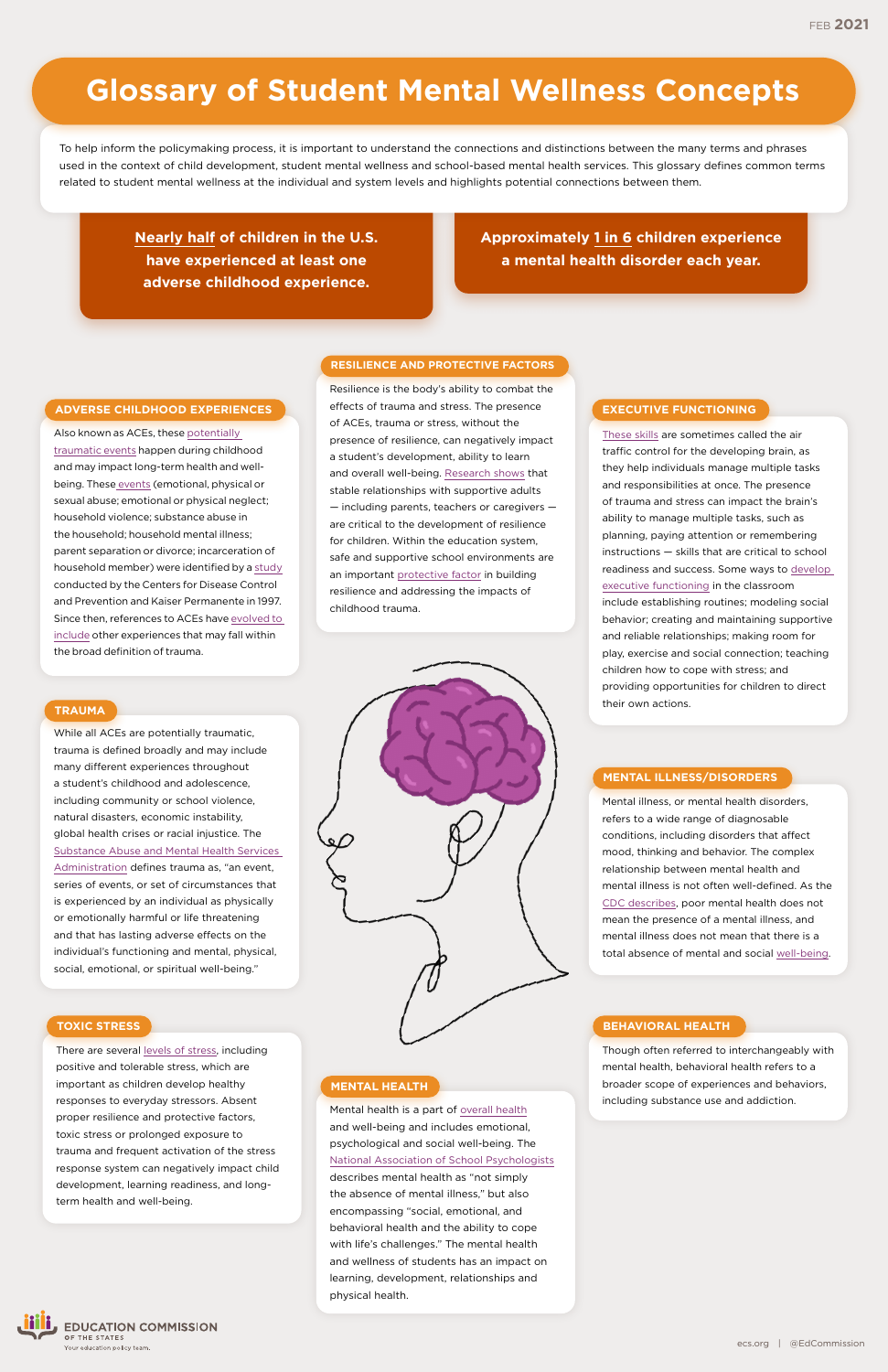FEB 2021

# Glossary of Student Mental Wellness Concepts

To help inform the policymaking process, it is important to understand the connections and distinctions between the many terms and phrases used in the context of child development, student mental wellness and school-based mental health services. This glossary defines common terms related to student mental wellness at the individual and system levels and highlights potential connections between them.

**Nearly half of children in the U.S. have experienced at least one adverse childhood experience.**

**Approximately 1 in 6 children experience a mental health disorder each year.**

## ADVERSE CHILDHOOD EXPERIENCES

Also known as ACEs, these potentially traumatic events happen during childhood and may impact long-term health and well-being. These events (emotional, physical or sexual abuse; emotional or physical neglect; household violence; substance abuse in the household; household mental illness; parent separation or divorce; incarceration of household member) were identified by a study conducted by the Centers for Disease Control and Prevention and Kaiser Permanente in 1997. Since then, references to ACEs have evolved to include other experiences that may fall within the broad definition of trauma.

## TRAUMA

While all ACEs are potentially traumatic, trauma is defined broadly and may include many different experiences throughout a student's childhood and adolescence, including community or school violence, natural disasters, economic instability, global health crises or racial injustice. The Substance Abuse and Mental Health Services Administration defines trauma as, "an event, series of events, or set of circumstances that is experienced by an individual as physically or emotionally harmful or life threatening and that has lasting adverse effects on the individual's functioning and mental, physical, social, emotional, or spiritual well-being."

## TOXIC STRESS

There are several levels of stress, including positive and tolerable stress, which are important as children develop healthy responses to everyday stressors. Absent proper resilience and protective factors, toxic stress or prolonged exposure to trauma and frequent activation of the stress response system can negatively impact child development, learning readiness, and long-term health and well-being.

## RESILIENCE AND PROTECTIVE FACTORS

Resilience is the body's ability to combat the effects of trauma and stress. The presence of ACEs, trauma or stress, without the presence of resilience, can negatively impact a student's development, ability to learn and overall well-being. Research shows that stable relationships with supportive adults — including parents, teachers or caregivers — are critical to the development of resilience for children. Within the education system, safe and supportive school environments are an important protective factor in building resilience and addressing the impacts of childhood trauma.

## MENTAL HEALTH

Mental health is a part of overall health and well-being and includes emotional, psychological and social well-being. The National Association of School Psychologists describes mental health as "not simply the absence of mental illness," but also encompassing "social, emotional, and behavioral health and the ability to cope with life's challenges." The mental health and wellness of students has an impact on learning, development, relationships and physical health.

## EXECUTIVE FUNCTIONING

These skills are sometimes called the air traffic control for the developing brain, as they help individuals manage multiple tasks and responsibilities at once. The presence of trauma and stress can impact the brain's ability to manage multiple tasks, such as planning, paying attention or remembering instructions — skills that are critical to school readiness and success. Some ways to develop executive functioning in the classroom include establishing routines; modeling social behavior; creating and maintaining supportive and reliable relationships; making room for play, exercise and social connection; teaching children how to cope with stress; and providing opportunities for children to direct their own actions.

## MENTAL ILLNESS/DISORDERS

Mental illness, or mental health disorders, refers to a wide range of diagnosable conditions, including disorders that affect mood, thinking and behavior. The complex relationship between mental health and mental illness is not often well-defined. As the CDC describes, poor mental health does not mean the presence of a mental illness, and mental illness does not mean that there is a total absence of mental and social well-being.

## BEHAVIORAL HEALTH

Though often referred to interchangeably with mental health, behavioral health refers to a broader scope of experiences and behaviors, including substance use and addiction.

EDUCATION COMMISSION OF THE STATES
Your education policy team.

ecs.org | @EdCommission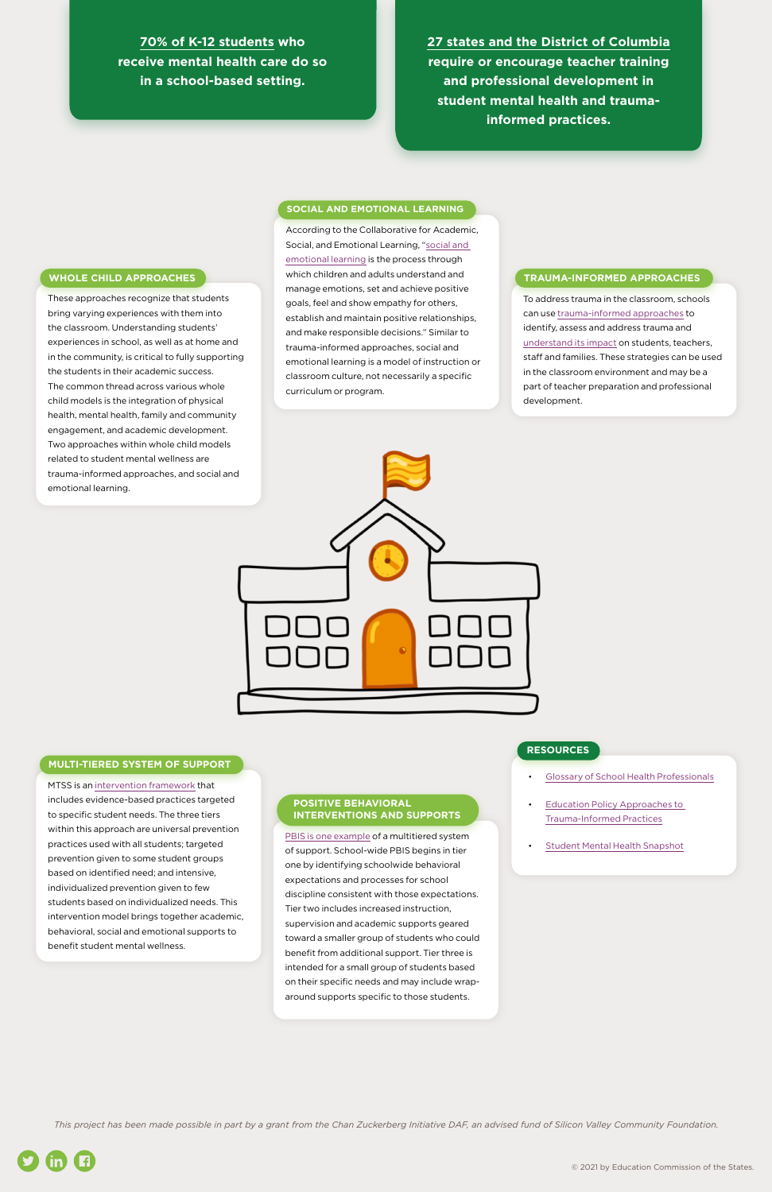**70% of K-12 students who receive mental health care do so in a school-based setting.**

**27 states and the District of Columbia require or encourage teacher training and professional development in student mental health and trauma-informed practices.**

## WHOLE CHILD APPROACHES

These approaches recognize that students bring varying experiences with them into the classroom. Understanding students' experiences in school, as well as at home and in the community, is critical to fully supporting the students in their academic success. The common thread across various whole child models is the integration of physical health, mental health, family and community engagement, and academic development. Two approaches within whole child models related to student mental wellness are trauma-informed approaches, and social and emotional learning.

## SOCIAL AND EMOTIONAL LEARNING

According to the Collaborative for Academic, Social, and Emotional Learning, "social and emotional learning is the process through which children and adults understand and manage emotions, set and achieve positive goals, feel and show empathy for others, establish and maintain positive relationships, and make responsible decisions." Similar to trauma-informed approaches, social and emotional learning is a model of instruction or classroom culture, not necessarily a specific curriculum or program.

## TRAUMA-INFORMED APPROACHES

To address trauma in the classroom, schools can use trauma-informed approaches to identify, assess and address trauma and understand its impact on students, teachers, staff and families. These strategies can be used in the classroom environment and may be a part of teacher preparation and professional development.

## MULTI-TIERED SYSTEM OF SUPPORT

MTSS is an intervention framework that includes evidence-based practices targeted to specific student needs. The three tiers within this approach are universal prevention practices used with all students; targeted prevention given to some student groups based on identified need; and intensive, individualized prevention given to few students based on individualized needs. This intervention model brings together academic, behavioral, social and emotional supports to benefit student mental wellness.

## POSITIVE BEHAVIORAL INTERVENTIONS AND SUPPORTS

PBIS is one example of a multitiered system of support. School-wide PBIS begins in tier one by identifying schoolwide behavioral expectations and processes for school discipline consistent with those expectations. Tier two includes increased instruction, supervision and academic supports geared toward a smaller group of students who could benefit from additional support. Tier three is intended for a small group of students based on their specific needs and may include wrap-around supports specific to those students.

## RESOURCES

- Glossary of School Health Professionals
- Education Policy Approaches to Trauma-Informed Practices
- Student Mental Health Snapshot

*This project has been made possible in part by a grant from the Chan Zuckerberg Initiative DAF, an advised fund of Silicon Valley Community Foundation.*

© 2021 by Education Commission of the States.